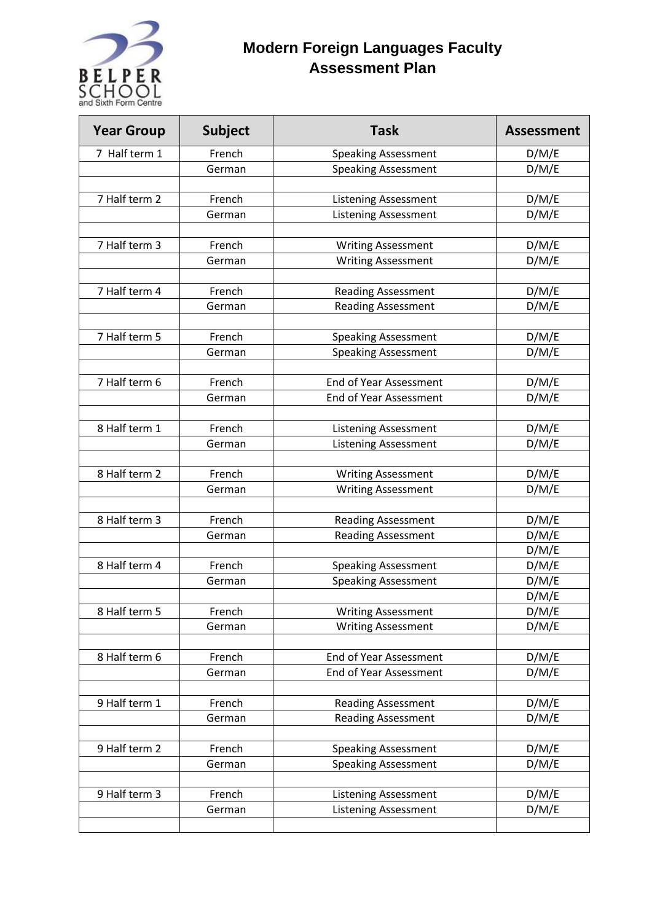# Modern Foreign Languages Faculty Assessment Plan

| Year Group | Subject | Task | Assessment |
|---|---|---|---|
| 7 Half term 1 | French | Speaking Assessment | D/M/E |
| | German | Speaking Assessment | D/M/E |
| | | | |
| 7 Half term 2 | French | Listening Assessment | D/M/E |
| | German | Listening Assessment | D/M/E |
| | | | |
| 7 Half term 3 | French | Writing Assessment | D/M/E |
| | German | Writing Assessment | D/M/E |
| | | | |
| 7 Half term 4 | French | Reading Assessment | D/M/E |
| | German | Reading Assessment | D/M/E |
| | | | |
| 7 Half term 5 | French | Speaking Assessment | D/M/E |
| | German | Speaking Assessment | D/M/E |
| | | | |
| 7 Half term 6 | French | End of Year Assessment | D/M/E |
| | German | End of Year Assessment | D/M/E |
| | | | |
| 8 Half term 1 | French | Listening Assessment | D/M/E |
| | German | Listening Assessment | D/M/E |
| | | | |
| 8 Half term 2 | French | Writing Assessment | D/M/E |
| | German | Writing Assessment | D/M/E |
| | | | |
| 8 Half term 3 | French | Reading Assessment | D/M/E |
| | German | Reading Assessment | D/M/E |
| | | | D/M/E |
| 8 Half term 4 | French | Speaking Assessment | D/M/E |
| | German | Speaking Assessment | D/M/E |
| | | | D/M/E |
| 8 Half term 5 | French | Writing Assessment | D/M/E |
| | German | Writing Assessment | D/M/E |
| | | | |
| 8 Half term 6 | French | End of Year Assessment | D/M/E |
| | German | End of Year Assessment | D/M/E |
| | | | |
| 9 Half term 1 | French | Reading Assessment | D/M/E |
| | German | Reading Assessment | D/M/E |
| | | | |
| 9 Half term 2 | French | Speaking Assessment | D/M/E |
| | German | Speaking Assessment | D/M/E |
| | | | |
| 9 Half term 3 | French | Listening Assessment | D/M/E |
| | German | Listening Assessment | D/M/E |
| | | | |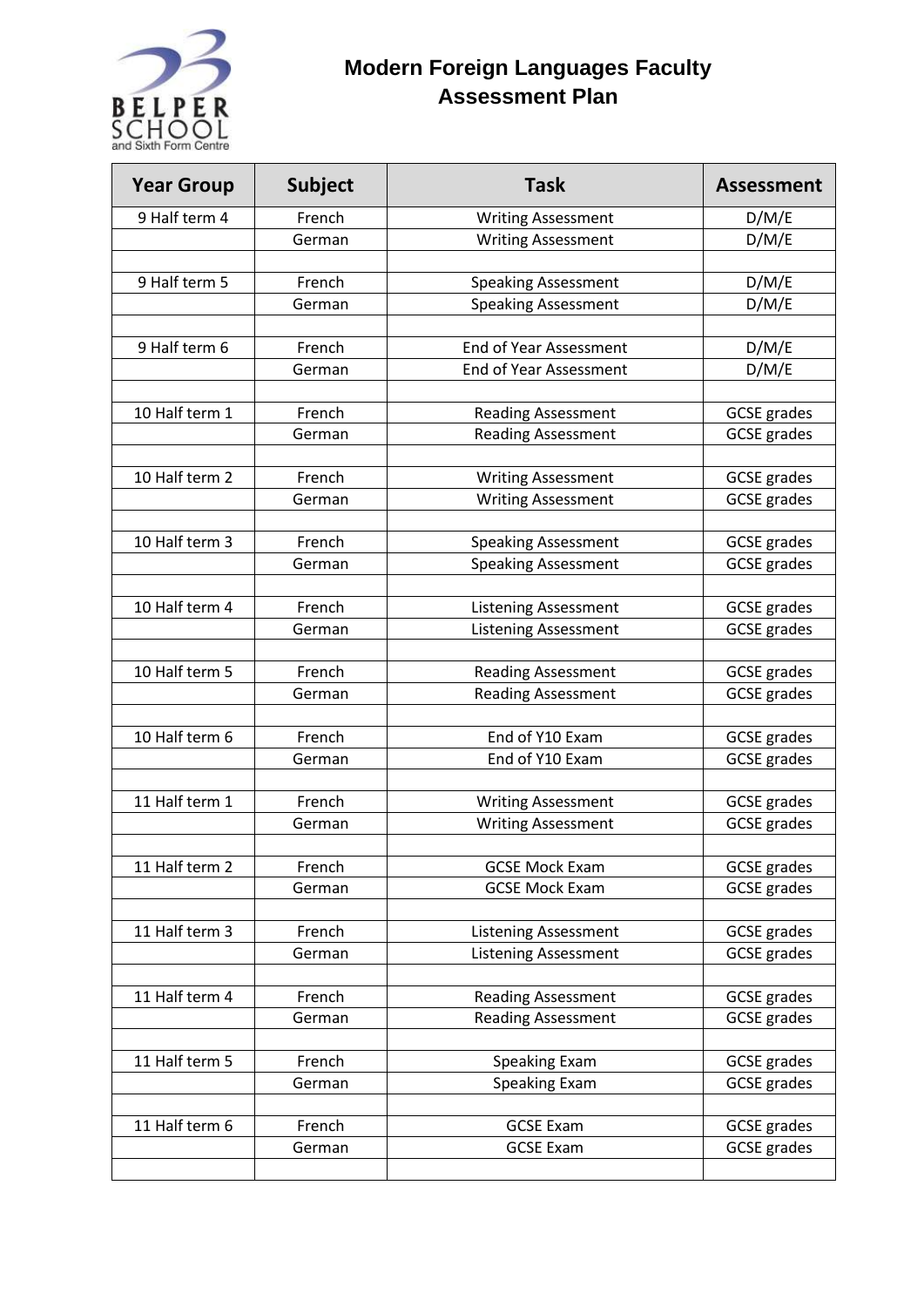# Modern Foreign Languages Faculty Assessment Plan

| Year Group | Subject | Task | Assessment |
|---|---|---|---|
| 9 Half term 4 | French | Writing Assessment | D/M/E |
| | German | Writing Assessment | D/M/E |
| | | | |
| 9 Half term 5 | French | Speaking Assessment | D/M/E |
| | German | Speaking Assessment | D/M/E |
| | | | |
| 9 Half term 6 | French | End of Year Assessment | D/M/E |
| | German | End of Year Assessment | D/M/E |
| | | | |
| 10 Half term 1 | French | Reading Assessment | GCSE grades |
| | German | Reading Assessment | GCSE grades |
| | | | |
| 10 Half term 2 | French | Writing Assessment | GCSE grades |
| | German | Writing Assessment | GCSE grades |
| | | | |
| 10 Half term 3 | French | Speaking Assessment | GCSE grades |
| | German | Speaking Assessment | GCSE grades |
| | | | |
| 10 Half term 4 | French | Listening Assessment | GCSE grades |
| | German | Listening Assessment | GCSE grades |
| | | | |
| 10 Half term 5 | French | Reading Assessment | GCSE grades |
| | German | Reading Assessment | GCSE grades |
| | | | |
| 10 Half term 6 | French | End of Y10 Exam | GCSE grades |
| | German | End of Y10 Exam | GCSE grades |
| | | | |
| 11 Half term 1 | French | Writing Assessment | GCSE grades |
| | German | Writing Assessment | GCSE grades |
| | | | |
| 11 Half term 2 | French | GCSE Mock Exam | GCSE grades |
| | German | GCSE Mock Exam | GCSE grades |
| | | | |
| 11 Half term 3 | French | Listening Assessment | GCSE grades |
| | German | Listening Assessment | GCSE grades |
| | | | |
| 11 Half term 4 | French | Reading Assessment | GCSE grades |
| | German | Reading Assessment | GCSE grades |
| | | | |
| 11 Half term 5 | French | Speaking Exam | GCSE grades |
| | German | Speaking Exam | GCSE grades |
| | | | |
| 11 Half term 6 | French | GCSE Exam | GCSE grades |
| | German | GCSE Exam | GCSE grades |
| | | | |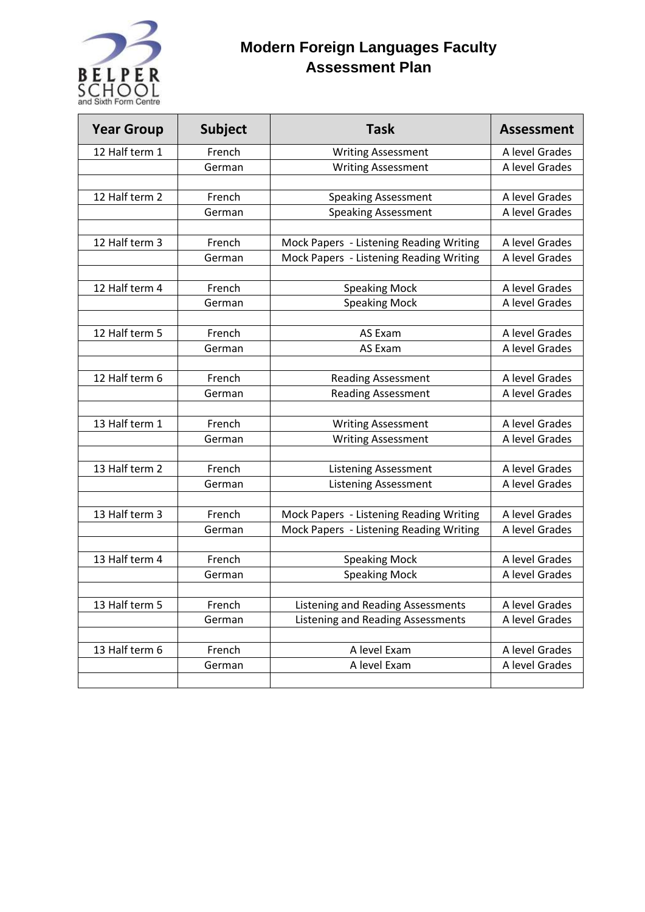# Modern Foreign Languages Faculty
# Assessment Plan

| Year Group | Subject | Task | Assessment |
|---|---|---|---|
| 12 Half term 1 | French | Writing Assessment | A level Grades |
| | German | Writing Assessment | A level Grades |
| | | | |
| 12 Half term 2 | French | Speaking Assessment | A level Grades |
| | German | Speaking Assessment | A level Grades |
| | | | |
| 12 Half term 3 | French | Mock Papers - Listening Reading Writing | A level Grades |
| | German | Mock Papers - Listening Reading Writing | A level Grades |
| | | | |
| 12 Half term 4 | French | Speaking Mock | A level Grades |
| | German | Speaking Mock | A level Grades |
| | | | |
| 12 Half term 5 | French | AS Exam | A level Grades |
| | German | AS Exam | A level Grades |
| | | | |
| 12 Half term 6 | French | Reading Assessment | A level Grades |
| | German | Reading Assessment | A level Grades |
| | | | |
| 13 Half term 1 | French | Writing Assessment | A level Grades |
| | German | Writing Assessment | A level Grades |
| | | | |
| 13 Half term 2 | French | Listening Assessment | A level Grades |
| | German | Listening Assessment | A level Grades |
| | | | |
| 13 Half term 3 | French | Mock Papers - Listening Reading Writing | A level Grades |
| | German | Mock Papers - Listening Reading Writing | A level Grades |
| | | | |
| 13 Half term 4 | French | Speaking Mock | A level Grades |
| | German | Speaking Mock | A level Grades |
| | | | |
| 13 Half term 5 | French | Listening and Reading Assessments | A level Grades |
| | German | Listening and Reading Assessments | A level Grades |
| | | | |
| 13 Half term 6 | French | A level Exam | A level Grades |
| | German | A level Exam | A level Grades |
| | | | |